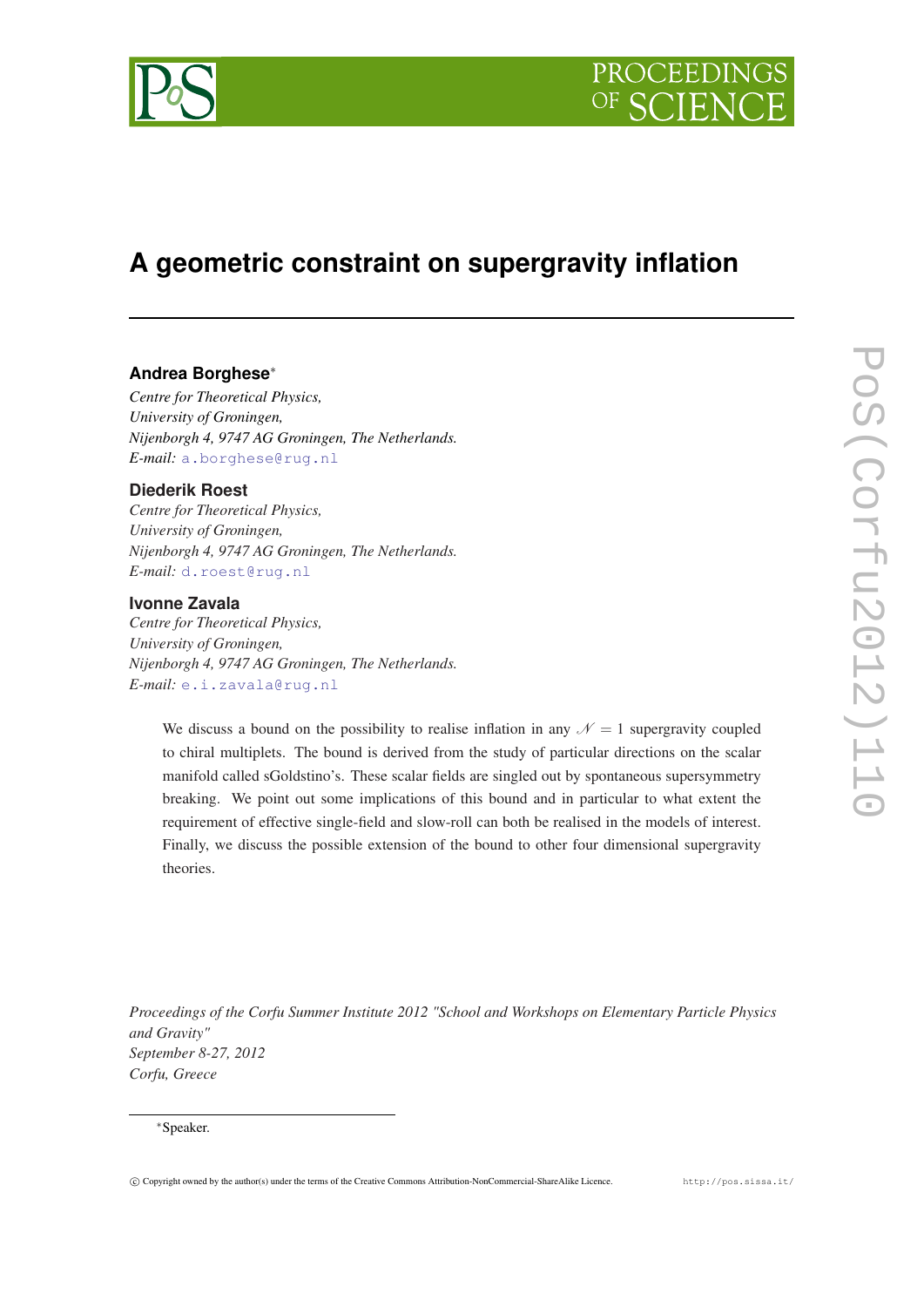# A geometric constraint on supergravity inflation

**Andrea Borghese**[*]

*Centre for Theoretical Physics,*
*University of Groningen,*
*Nijenborgh 4, 9747 AG Groningen, The Netherlands.*
*E-mail:* a.borghese@rug.nl

**Diederik Roest**

*Centre for Theoretical Physics,*
*University of Groningen,*
*Nijenborgh 4, 9747 AG Groningen, The Netherlands.*
*E-mail:* d.roest@rug.nl

**Ivonne Zavala**

*Centre for Theoretical Physics,*
*University of Groningen,*
*Nijenborgh 4, 9747 AG Groningen, The Netherlands.*
*E-mail:* e.i.zavala@rug.nl

We discuss a bound on the possibility to realise inflation in any $\mathcal{N} = 1$ supergravity coupled to chiral multiplets. The bound is derived from the study of particular directions on the scalar manifold called sGoldstino's. These scalar fields are singled out by spontaneous supersymmetry breaking. We point out some implications of this bound and in particular to what extent the requirement of effective single-field and slow-roll can both be realised in the models of interest. Finally, we discuss the possible extension of the bound to other four dimensional supergravity theories.

*Proceedings of the Corfu Summer Institute 2012 "School and Workshops on Elementary Particle Physics and Gravity"*
*September 8-27, 2012*
*Corfu, Greece*

[*]Speaker.

© Copyright owned by the author(s) under the terms of the Creative Commons Attribution-NonCommercial-ShareAlike Licence. http://pos.sissa.it/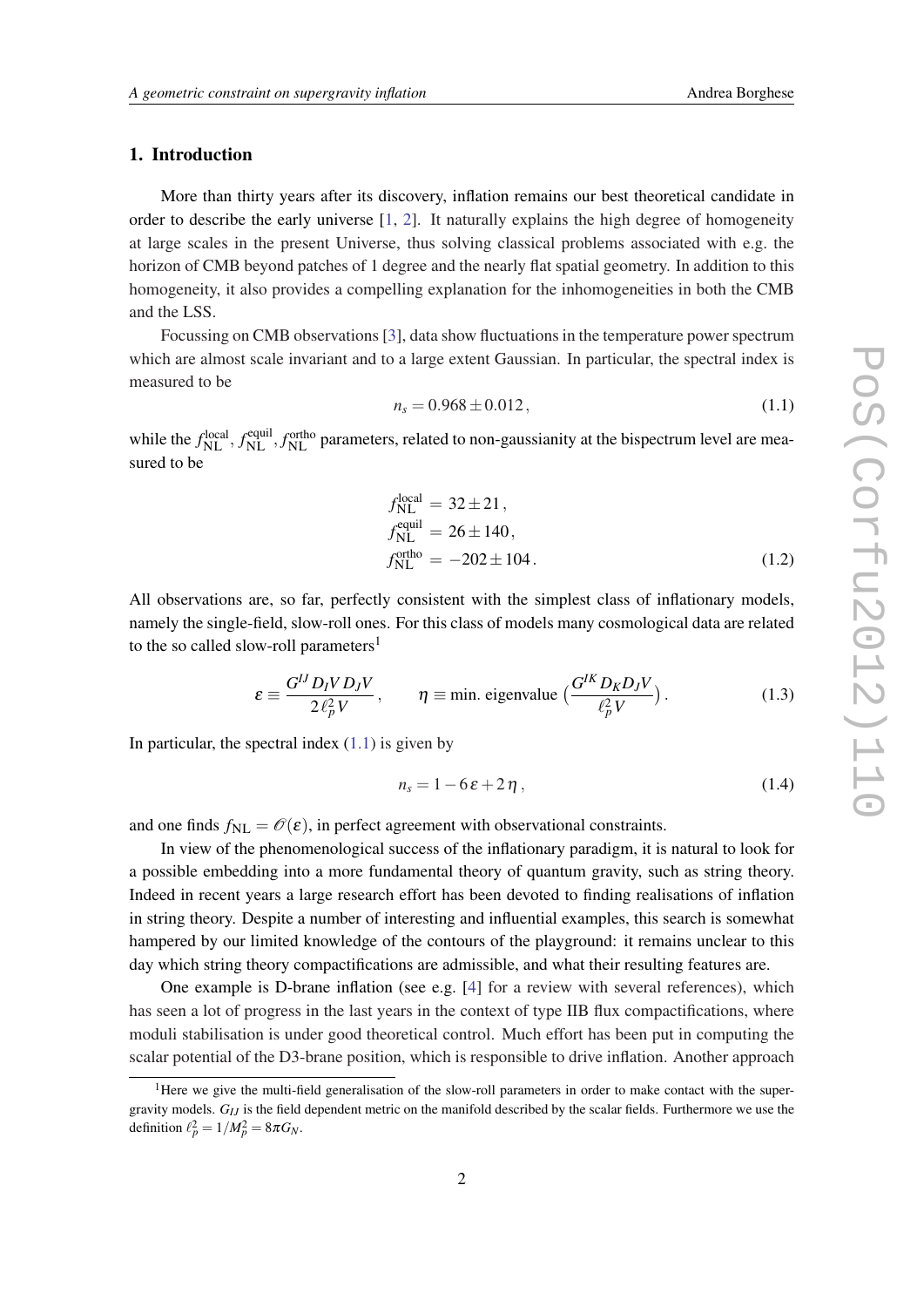## 1. Introduction

More than thirty years after its discovery, inflation remains our best theoretical candidate in order to describe the early universe [1, 2]. It naturally explains the high degree of homogeneity at large scales in the present Universe, thus solving classical problems associated with e.g. the horizon of CMB beyond patches of 1 degree and the nearly flat spatial geometry. In addition to this homogeneity, it also provides a compelling explanation for the inhomogeneities in both the CMB and the LSS.

Focussing on CMB observations [3], data show fluctuations in the temperature power spectrum which are almost scale invariant and to a large extent Gaussian. In particular, the spectral index is measured to be

$$n_s = 0.968 \pm 0.012\,, \tag{1.1}$$

while the $f_{\rm NL}^{\rm local}, f_{\rm NL}^{\rm equil}, f_{\rm NL}^{\rm ortho}$ parameters, related to non-gaussianity at the bispectrum level are measured to be

$$\begin{aligned} f_{\rm NL}^{\rm local} &= 32 \pm 21\,, \\ f_{\rm NL}^{\rm equil} &= 26 \pm 140\,, \\ f_{\rm NL}^{\rm ortho} &= -202 \pm 104\,. \end{aligned} \tag{1.2}$$

All observations are, so far, perfectly consistent with the simplest class of inflationary models, namely the single-field, slow-roll ones. For this class of models many cosmological data are related to the so called slow-roll parameters[1]

$$\varepsilon \equiv \frac{G^{IJ} D_I V D_J V}{2\,\ell_p^2 V}\,, \qquad \eta \equiv \text{min. eigenvalue}\,\Big(\frac{G^{IK} D_K D_J V}{\ell_p^2 V}\Big)\,. \tag{1.3}$$

In particular, the spectral index (1.1) is given by

$$n_s = 1 - 6\,\varepsilon + 2\,\eta\,, \tag{1.4}$$

and one finds $f_{\rm NL} = \mathscr{O}(\varepsilon)$, in perfect agreement with observational constraints.

In view of the phenomenological success of the inflationary paradigm, it is natural to look for a possible embedding into a more fundamental theory of quantum gravity, such as string theory. Indeed in recent years a large research effort has been devoted to finding realisations of inflation in string theory. Despite a number of interesting and influential examples, this search is somewhat hampered by our limited knowledge of the contours of the playground: it remains unclear to this day which string theory compactifications are admissible, and what their resulting features are.

One example is D-brane inflation (see e.g. [4] for a review with several references), which has seen a lot of progress in the last years in the context of type IIB flux compactifications, where moduli stabilisation is under good theoretical control. Much effort has been put in computing the scalar potential of the D3-brane position, which is responsible to drive inflation. Another approach

[1] Here we give the multi-field generalisation of the slow-roll parameters in order to make contact with the supergravity models. $G_{IJ}$ is the field dependent metric on the manifold described by the scalar fields. Furthermore we use the definition $\ell_p^2 = 1/M_p^2 = 8\pi G_N$.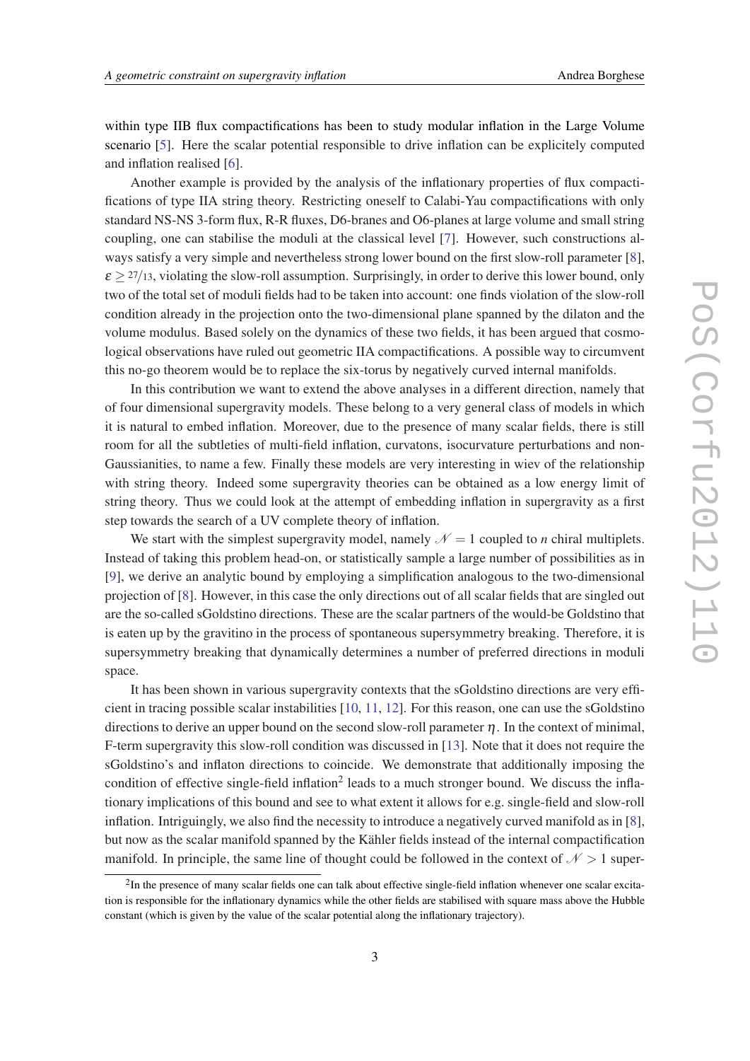within type IIB flux compactifications has been to study modular inflation in the Large Volume scenario [5]. Here the scalar potential responsible to drive inflation can be explicitely computed and inflation realised [6].

Another example is provided by the analysis of the inflationary properties of flux compactifications of type IIA string theory. Restricting oneself to Calabi-Yau compactifications with only standard NS-NS 3-form flux, R-R fluxes, D6-branes and O6-planes at large volume and small string coupling, one can stabilise the moduli at the classical level [7]. However, such constructions always satisfy a very simple and nevertheless strong lower bound on the first slow-roll parameter [8], $\varepsilon \geq 27/13$, violating the slow-roll assumption. Surprisingly, in order to derive this lower bound, only two of the total set of moduli fields had to be taken into account: one finds violation of the slow-roll condition already in the projection onto the two-dimensional plane spanned by the dilaton and the volume modulus. Based solely on the dynamics of these two fields, it has been argued that cosmological observations have ruled out geometric IIA compactifications. A possible way to circumvent this no-go theorem would be to replace the six-torus by negatively curved internal manifolds.

In this contribution we want to extend the above analyses in a different direction, namely that of four dimensional supergravity models. These belong to a very general class of models in which it is natural to embed inflation. Moreover, due to the presence of many scalar fields, there is still room for all the subtleties of multi-field inflation, curvatons, isocurvature perturbations and non-Gaussianities, to name a few. Finally these models are very interesting in wiev of the relationship with string theory. Indeed some supergravity theories can be obtained as a low energy limit of string theory. Thus we could look at the attempt of embedding inflation in supergravity as a first step towards the search of a UV complete theory of inflation.

We start with the simplest supergravity model, namely $\mathcal{N} = 1$ coupled to $n$ chiral multiplets. Instead of taking this problem head-on, or statistically sample a large number of possibilities as in [9], we derive an analytic bound by employing a simplification analogous to the two-dimensional projection of [8]. However, in this case the only directions out of all scalar fields that are singled out are the so-called sGoldstino directions. These are the scalar partners of the would-be Goldstino that is eaten up by the gravitino in the process of spontaneous supersymmetry breaking. Therefore, it is supersymmetry breaking that dynamically determines a number of preferred directions in moduli space.

It has been shown in various supergravity contexts that the sGoldstino directions are very efficient in tracing possible scalar instabilities [10, 11, 12]. For this reason, one can use the sGoldstino directions to derive an upper bound on the second slow-roll parameter $\eta$. In the context of minimal, F-term supergravity this slow-roll condition was discussed in [13]. Note that it does not require the sGoldstino's and inflaton directions to coincide. We demonstrate that additionally imposing the condition of effective single-field inflation[2] leads to a much stronger bound. We discuss the inflationary implications of this bound and see to what extent it allows for e.g. single-field and slow-roll inflation. Intriguingly, we also find the necessity to introduce a negatively curved manifold as in [8], but now as the scalar manifold spanned by the Kähler fields instead of the internal compactification manifold. In principle, the same line of thought could be followed in the context of $\mathcal{N} > 1$ super-

[2]In the presence of many scalar fields one can talk about effective single-field inflation whenever one scalar excitation is responsible for the inflationary dynamics while the other fields are stabilised with square mass above the Hubble constant (which is given by the value of the scalar potential along the inflationary trajectory).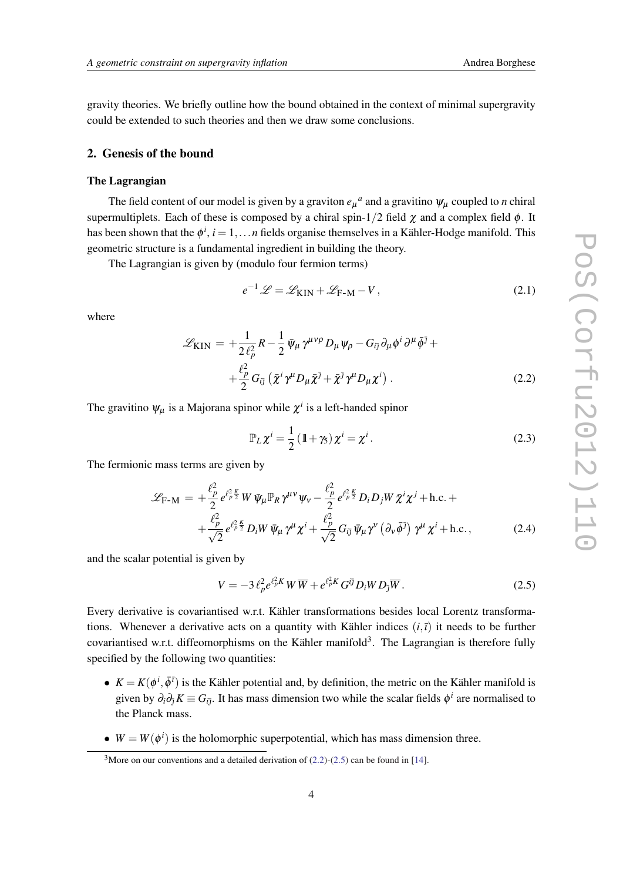gravity theories. We briefly outline how the bound obtained in the context of minimal supergravity could be extended to such theories and then we draw some conclusions.

## 2. Genesis of the bound

### The Lagrangian

The field content of our model is given by a graviton $e_\mu{}^a$ and a gravitino $\psi_\mu$ coupled to $n$ chiral supermultiplets. Each of these is composed by a chiral spin-$1/2$ field $\chi$ and a complex field $\phi$. It has been shown that the $\phi^i$, $i = 1, \dots n$ fields organise themselves in a Kähler-Hodge manifold. This geometric structure is a fundamental ingredient in building the theory.

The Lagrangian is given by (modulo four fermion terms)

$$e^{-1}\mathscr{L} = \mathscr{L}_{\text{KIN}} + \mathscr{L}_{\text{F-M}} - V\,, \tag{2.1}$$

where

$$\begin{aligned}
\mathscr{L}_{\text{KIN}} = &+\frac{1}{2\ell_p^2}R - \frac{1}{2}\bar{\psi}_\mu\gamma^{\mu\nu\rho}D_\mu\psi_\rho - G_{i\bar{\jmath}}\partial_\mu\phi^i\partial^\mu\bar{\phi}^{\bar{\jmath}} + \\
&+\frac{\ell_p^2}{2}G_{i\bar{\jmath}}\left(\bar{\chi}^i\gamma^\mu D_\mu\bar{\chi}^{\bar{\jmath}} + \bar{\chi}^{\bar{\jmath}}\gamma^\mu D_\mu\chi^i\right).
\end{aligned} \tag{2.2}$$

The gravitino $\psi_\mu$ is a Majorana spinor while $\chi^i$ is a left-handed spinor

$$\mathbb{P}_L\chi^i = \frac{1}{2}(\mathbb{1} + \gamma_5)\chi^i = \chi^i\,. \tag{2.3}$$

The fermionic mass terms are given by

$$\begin{aligned}
\mathscr{L}_{\text{F-M}} = &+\frac{\ell_p^2}{2}e^{\ell_p^2\frac{K}{2}}W\,\bar{\psi}_\mu\mathbb{P}_R\gamma^{\mu\nu}\psi_\nu - \frac{\ell_p^2}{2}e^{\ell_p^2\frac{K}{2}}D_iD_jW\,\bar{\chi}^i\chi^j + \text{h.c.} + \\
&+\frac{\ell_p^2}{\sqrt{2}}e^{\ell_p^2\frac{K}{2}}D_iW\,\bar{\psi}_\mu\gamma^\mu\chi^i + \frac{\ell_p^2}{\sqrt{2}}G_{i\bar{\jmath}}\,\bar{\psi}_\mu\gamma^\nu\left(\partial_\nu\bar{\phi}^{\bar{\jmath}}\right)\gamma^\mu\chi^i + \text{h.c.}\,,
\end{aligned} \tag{2.4}$$

and the scalar potential is given by

$$V = -3\,\ell_p^2 e^{\ell_p^2 K}W\,\overline{W} + e^{\ell_p^2 K}G^{i\bar{\jmath}}D_iW\,D_{\bar{\jmath}}\overline{W}\,. \tag{2.5}$$

Every derivative is covariantised w.r.t. Kähler transformations besides local Lorentz transformations. Whenever a derivative acts on a quantity with Kähler indices $(i,\bar{\imath})$ it needs to be further covariantised w.r.t. diffeomorphisms on the Kähler manifold[3]. The Lagrangian is therefore fully specified by the following two quantities:

- $K = K(\phi^i, \bar{\phi}^{\bar{\imath}})$ is the Kähler potential and, by definition, the metric on the Kähler manifold is given by $\partial_i\partial_{\bar{\jmath}}K \equiv G_{i\bar{\jmath}}$. It has mass dimension two while the scalar fields $\phi^i$ are normalised to the Planck mass.
- $W = W(\phi^i)$ is the holomorphic superpotential, which has mass dimension three.

[3] More on our conventions and a detailed derivation of (2.2)-(2.5) can be found in [14].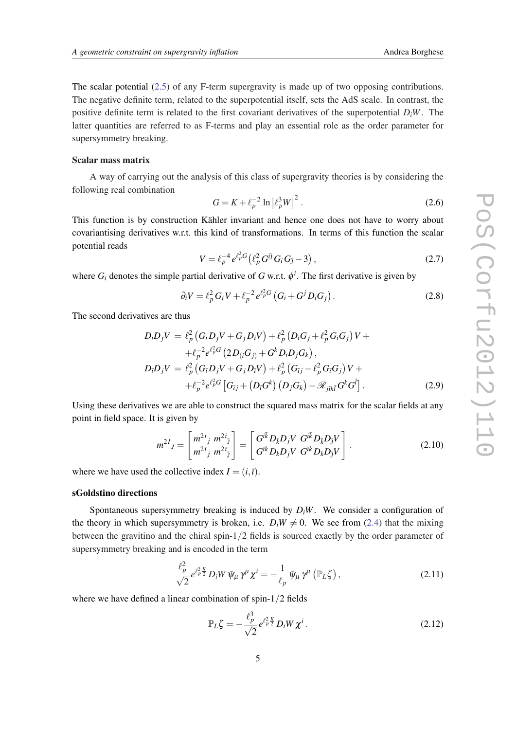The scalar potential (2.5) of any F-term supergravity is made up of two opposing contributions. The negative definite term, related to the superpotential itself, sets the AdS scale. In contrast, the positive definite term is related to the first covariant derivatives of the superpotential $D_iW$. The latter quantities are referred to as F-terms and play an essential role as the order parameter for supersymmetry breaking.

**Scalar mass matrix**

A way of carrying out the analysis of this class of supergravity theories is by considering the following real combination

$$G = K + \ell_p^{-2} \ln \left| \ell_p^3 W \right|^2 . \tag{2.6}$$

This function is by construction Kähler invariant and hence one does not have to worry about covariantising derivatives w.r.t. this kind of transformations. In terms of this function the scalar potential reads

$$V = \ell_p^{-4} e^{\ell_p^2 G} \left( \ell_p^2 G^{i\bar{j}} G_i G_{\bar{j}} - 3 \right) , \tag{2.7}$$

where $G_i$ denotes the simple partial derivative of $G$ w.r.t. $\phi^i$. The first derivative is given by

$$\partial_i V = \ell_p^2 G_i V + \ell_p^{-2} e^{\ell_p^2 G} \left( G_i + G^j D_i G_j \right) . \tag{2.8}$$

The second derivatives are thus

$$\begin{aligned}
D_i D_j V &= \ell_p^2 \left( G_i D_j V + G_j D_i V \right) + \ell_p^2 \left( D_i G_j + \ell_p^2 G_i G_j \right) V + \\
&\quad + \ell_p^{-2} e^{\ell_p^2 G} \left( 2 D_{(i} G_{j)} + G^k D_i D_j G_k \right) , \\
D_{\bar{i}} D_j V &= \ell_p^2 \left( G_{\bar{i}} D_j V + G_j D_{\bar{i}} V \right) + \ell_p^2 \left( G_{\bar{i}j} - \ell_p^2 G_{\bar{i}} G_j \right) V + \\
&\quad + \ell_p^{-2} e^{\ell_p^2 G} \left[ G_{\bar{i}j} + \left( D_{\bar{i}} G^k \right) \left( D_j G_k \right) - \mathscr{R}_{j\bar{i}k\bar{l}} G^k G^{\bar{l}} \right] .
\end{aligned} \tag{2.9}$$

Using these derivatives we are able to construct the squared mass matrix for the scalar fields at any point in field space. It is given by

$$m^{2I}{}_J = \begin{bmatrix} m^{2i}{}_j & m^{2i}{}_{\bar{j}} \\ m^{2\bar{i}}{}_j & m^{2\bar{i}}{}_{\bar{j}} \end{bmatrix} = \begin{bmatrix} G^{i\bar{k}} D_{\bar{k}} D_j V & G^{i\bar{k}} D_{\bar{k}} D_{\bar{j}} V \\ G^{\bar{i}k} D_k D_j V & G^{\bar{i}k} D_k D_{\bar{j}} V \end{bmatrix} . \tag{2.10}$$

where we have used the collective index $I = (i, \bar{i})$.

**sGoldstino directions**

Spontaneous supersymmetry breaking is induced by $D_iW$. We consider a configuration of the theory in which supersymmetry is broken, i.e. $D_iW \neq 0$. We see from (2.4) that the mixing between the gravitino and the chiral spin-$1/2$ fields is sourced exactly by the order parameter of supersymmetry breaking and is encoded in the term

$$\frac{\ell_p^2}{\sqrt{2}} e^{\ell_p^2 \frac{K}{2}} D_i W \, \bar{\psi}_\mu \gamma^\mu \chi^i = -\frac{1}{\ell_p} \bar{\psi}_\mu \gamma^\mu \left( \mathbb{P}_L \zeta \right) , \tag{2.11}$$

where we have defined a linear combination of spin-$1/2$ fields

$$\mathbb{P}_L \zeta = -\frac{\ell_p^3}{\sqrt{2}} e^{\ell_p^2 \frac{K}{2}} D_i W \, \chi^i . \tag{2.12}$$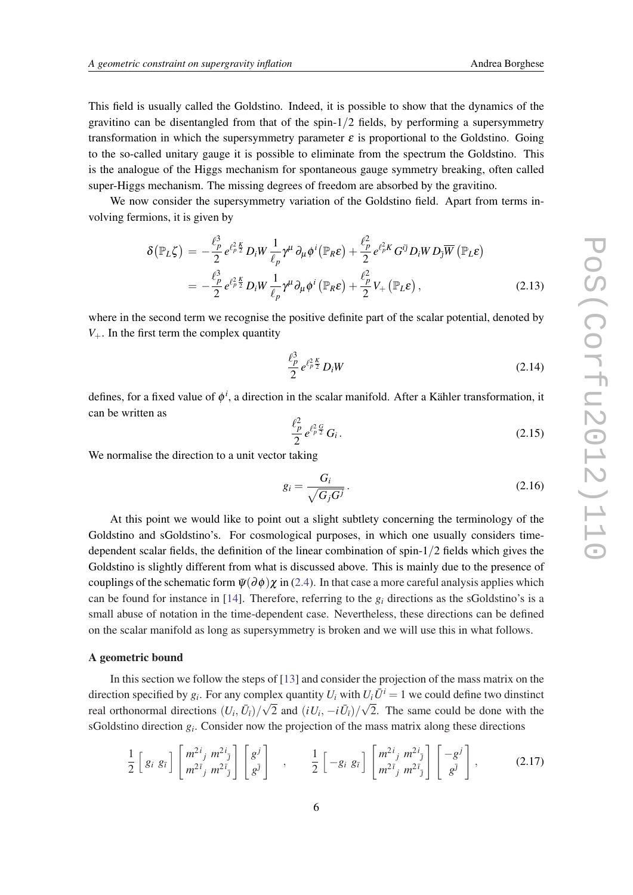This field is usually called the Goldstino. Indeed, it is possible to show that the dynamics of the gravitino can be disentangled from that of the spin-$1/2$ fields, by performing a supersymmetry transformation in which the supersymmetry parameter $\varepsilon$ is proportional to the Goldstino. Going to the so-called unitary gauge it is possible to eliminate from the spectrum the Goldstino. This is the analogue of the Higgs mechanism for spontaneous gauge symmetry breaking, often called super-Higgs mechanism. The missing degrees of freedom are absorbed by the gravitino.

We now consider the supersymmetry variation of the Goldstino field. Apart from terms involving fermions, it is given by

$$
\begin{aligned}
\delta\left(\mathbb{P}_L \zeta\right) &= -\frac{\ell_p^3}{2} e^{\ell_p^2 \frac{K}{2}} D_i W \frac{1}{\ell_p} \gamma^\mu \partial_\mu \phi^i \left(\mathbb{P}_R \varepsilon\right) + \frac{\ell_p^2}{2} e^{\ell_p^2 K} G^{i\bar{\jmath}} D_i W D_{\bar{\jmath}} \overline{W} \left(\mathbb{P}_L \varepsilon\right) \\
&= -\frac{\ell_p^3}{2} e^{\ell_p^2 \frac{K}{2}} D_i W \frac{1}{\ell_p} \gamma^\mu \partial_\mu \phi^i \left(\mathbb{P}_R \varepsilon\right) + \frac{\ell_p^2}{2} V_+ \left(\mathbb{P}_L \varepsilon\right),
\end{aligned}
\tag{2.13}
$$

where in the second term we recognise the positive definite part of the scalar potential, denoted by $V_+$. In the first term the complex quantity

$$
\frac{\ell_p^3}{2} e^{\ell_p^2 \frac{K}{2}} D_i W \tag{2.14}
$$

defines, for a fixed value of $\phi^i$, a direction in the scalar manifold. After a Kähler transformation, it can be written as

$$
\frac{\ell_p^2}{2} e^{\ell_p^2 \frac{G}{2}} G_i . \tag{2.15}
$$

We normalise the direction to a unit vector taking

$$
g_i = \frac{G_i}{\sqrt{G_j G^j}} . \tag{2.16}
$$

At this point we would like to point out a slight subtlety concerning the terminology of the Goldstino and sGoldstino's. For cosmological purposes, in which one usually considers time-dependent scalar fields, the definition of the linear combination of spin-$1/2$ fields which gives the Goldstino is slightly different from what is discussed above. This is mainly due to the presence of couplings of the schematic form $\bar{\psi}(\partial\phi)\chi$ in (2.4). In that case a more careful analysis applies which can be found for instance in [14]. Therefore, referring to the $g_i$ directions as the sGoldstino's is a small abuse of notation in the time-dependent case. Nevertheless, these directions can be defined on the scalar manifold as long as supersymmetry is broken and we will use this in what follows.

**A geometric bound**

In this section we follow the steps of [13] and consider the projection of the mass matrix on the direction specified by $g_i$. For any complex quantity $U_i$ with $U_i \bar{U}^i = 1$ we could define two dinstinct real orthonormal directions $(U_i, \bar{U}_{\bar{\imath}})/\sqrt{2}$ and $(iU_i, -i\bar{U}_{\bar{\imath}})/\sqrt{2}$. The same could be done with the sGoldstino direction $g_i$. Consider now the projection of the mass matrix along these directions

$$
\frac{1}{2} \begin{bmatrix} g_i & g_{\bar{\imath}} \end{bmatrix} \begin{bmatrix} m^{2\,i}{}_j & m^{2\,i}{}_{\bar{\jmath}} \\ m^{2\,\bar{\imath}}{}_j & m^{2\,\bar{\imath}}{}_{\bar{\jmath}} \end{bmatrix} \begin{bmatrix} g^j \\ g^{\bar{\jmath}} \end{bmatrix} \quad , \quad \frac{1}{2} \begin{bmatrix} -g_i & g_{\bar{\imath}} \end{bmatrix} \begin{bmatrix} m^{2\,i}{}_j & m^{2\,i}{}_{\bar{\jmath}} \\ m^{2\,\bar{\imath}}{}_j & m^{2\,\bar{\imath}}{}_{\bar{\jmath}} \end{bmatrix} \begin{bmatrix} -g^j \\ g^{\bar{\jmath}} \end{bmatrix} , \tag{2.17}
$$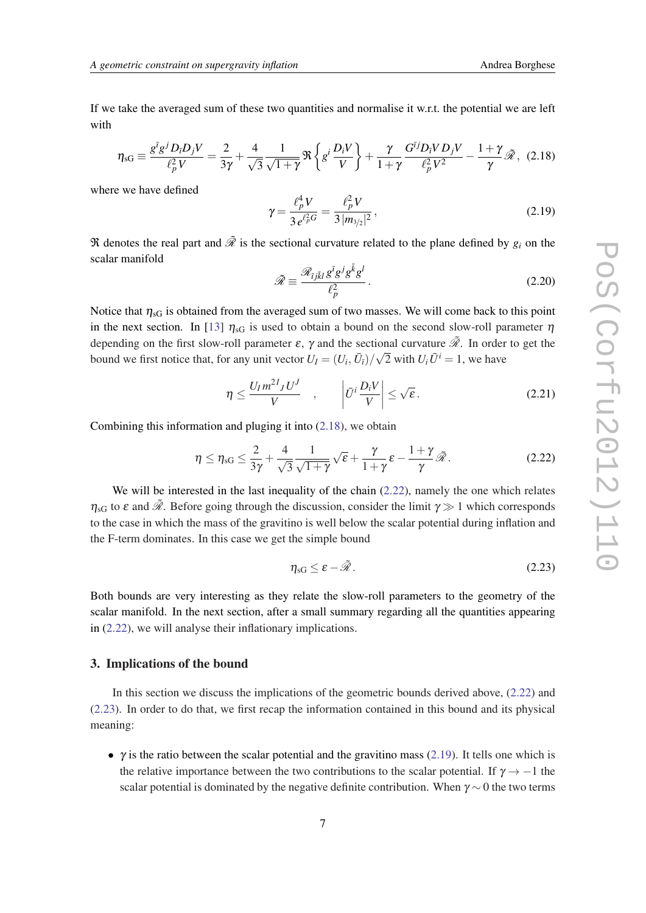If we take the averaged sum of these two quantities and normalise it w.r.t. the potential we are left with

$$\eta_{\text{sG}} \equiv \frac{g^{\bar{\imath}} g^{j} D_{\bar{\imath}} D_{j} V}{\ell_p^2 V} = \frac{2}{3\gamma} + \frac{4}{\sqrt{3}} \frac{1}{\sqrt{1+\gamma}} \Re\left\{ g^{i} \frac{D_i V}{V} \right\} + \frac{\gamma}{1+\gamma} \frac{G^{\bar{\imath} j} D_{\bar{\imath}} V \, D_j V}{\ell_p^2 V^2} - \frac{1+\gamma}{\gamma} \tilde{\mathscr{R}}, \tag{2.18}$$

where we have defined

$$\gamma = \frac{\ell_p^4 V}{3\, e^{\ell_p^2 G}} = \frac{\ell_p^2 V}{3\, |m_{3/2}|^2}, \tag{2.19}$$

$\Re$ denotes the real part and $\tilde{\mathscr{R}}$ is the sectional curvature related to the plane defined by $g_i$ on the scalar manifold

$$\tilde{\mathscr{R}} \equiv \frac{\mathscr{R}_{\bar{\imath} j \bar{k} l}\, g^{\bar{\imath}} g^{j} g^{\bar{k}} g^{l}}{\ell_p^2}. \tag{2.20}$$

Notice that $\eta_{\text{sG}}$ is obtained from the averaged sum of two masses. We will come back to this point in the next section. In [13] $\eta_{\text{sG}}$ is used to obtain a bound on the second slow-roll parameter $\eta$ depending on the first slow-roll parameter $\varepsilon$, $\gamma$ and the sectional curvature $\tilde{\mathscr{R}}$. In order to get the bound we first notice that, for any unit vector $U_I = (U_i, \bar{U}_{\bar{\imath}})/\sqrt{2}$ with $U_i \bar{U}^i = 1$, we have

$$\eta \leq \frac{U_I\, m^{2I}{}_J\, U^J}{V} \quad , \qquad \left| \bar{U}^i \frac{D_i V}{V} \right| \leq \sqrt{\varepsilon}. \tag{2.21}$$

Combining this information and pluging it into (2.18), we obtain

$$\eta \leq \eta_{\text{sG}} \leq \frac{2}{3\gamma} + \frac{4}{\sqrt{3}} \frac{1}{\sqrt{1+\gamma}} \sqrt{\varepsilon} + \frac{\gamma}{1+\gamma} \varepsilon - \frac{1+\gamma}{\gamma} \tilde{\mathscr{R}}. \tag{2.22}$$

We will be interested in the last inequality of the chain (2.22), namely the one which relates $\eta_{\text{sG}}$ to $\varepsilon$ and $\tilde{\mathscr{R}}$. Before going through the discussion, consider the limit $\gamma \gg 1$ which corresponds to the case in which the mass of the gravitino is well below the scalar potential during inflation and the F-term dominates. In this case we get the simple bound

$$\eta_{\text{sG}} \leq \varepsilon - \tilde{\mathscr{R}}. \tag{2.23}$$

Both bounds are very interesting as they relate the slow-roll parameters to the geometry of the scalar manifold. In the next section, after a small summary regarding all the quantities appearing in (2.22), we will analyse their inflationary implications.

## 3. Implications of the bound

In this section we discuss the implications of the geometric bounds derived above, (2.22) and (2.23). In order to do that, we first recap the information contained in this bound and its physical meaning:

- $\gamma$ is the ratio between the scalar potential and the gravitino mass (2.19). It tells one which is the relative importance between the two contributions to the scalar potential. If $\gamma \to -1$ the scalar potential is dominated by the negative definite contribution. When $\gamma \sim 0$ the two terms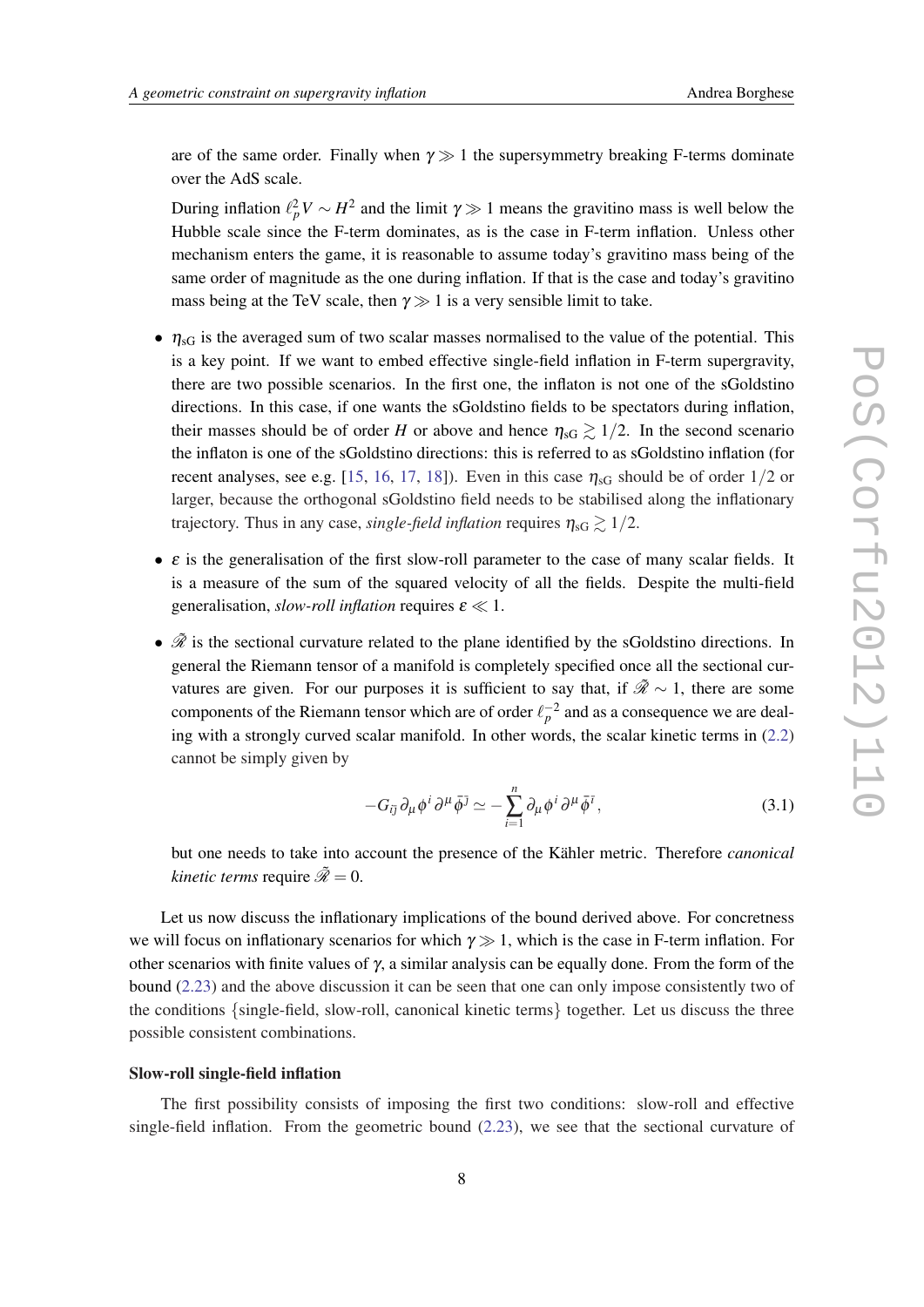are of the same order. Finally when $\gamma \gg 1$ the supersymmetry breaking F-terms dominate over the AdS scale.

During inflation $\ell_p^2 V \sim H^2$ and the limit $\gamma \gg 1$ means the gravitino mass is well below the Hubble scale since the F-term dominates, as is the case in F-term inflation. Unless other mechanism enters the game, it is reasonable to assume today's gravitino mass being of the same order of magnitude as the one during inflation. If that is the case and today's gravitino mass being at the TeV scale, then $\gamma \gg 1$ is a very sensible limit to take.

- $\eta_{\rm sG}$ is the averaged sum of two scalar masses normalised to the value of the potential. This is a key point. If we want to embed effective single-field inflation in F-term supergravity, there are two possible scenarios. In the first one, the inflaton is not one of the sGoldstino directions. In this case, if one wants the sGoldstino fields to be spectators during inflation, their masses should be of order $H$ or above and hence $\eta_{\rm sG} \gtrsim 1/2$. In the second scenario the inflaton is one of the sGoldstino directions: this is referred to as sGoldstino inflation (for recent analyses, see e.g. [15, 16, 17, 18]). Even in this case $\eta_{\rm sG}$ should be of order $1/2$ or larger, because the orthogonal sGoldstino field needs to be stabilised along the inflationary trajectory. Thus in any case, *single-field inflation* requires $\eta_{\rm sG} \gtrsim 1/2$.

- $\varepsilon$ is the generalisation of the first slow-roll parameter to the case of many scalar fields. It is a measure of the sum of the squared velocity of all the fields. Despite the multi-field generalisation, *slow-roll inflation* requires $\varepsilon \ll 1$.

- $\tilde{\mathscr{R}}$ is the sectional curvature related to the plane identified by the sGoldstino directions. In general the Riemann tensor of a manifold is completely specified once all the sectional curvatures are given. For our purposes it is sufficient to say that, if $\tilde{\mathscr{R}} \sim 1$, there are some components of the Riemann tensor which are of order $\ell_p^{-2}$ and as a consequence we are dealing with a strongly curved scalar manifold. In other words, the scalar kinetic terms in (2.2) cannot be simply given by

$$-G_{i\bar{\jmath}}\,\partial_\mu \phi^i\,\partial^\mu \bar{\phi}^{\bar{\jmath}} \simeq -\sum_{i=1}^{n} \partial_\mu \phi^i\,\partial^\mu \bar{\phi}^{\bar{\imath}}\,, \tag{3.1}$$

but one needs to take into account the presence of the Kähler metric. Therefore *canonical kinetic terms* require $\tilde{\mathscr{R}} = 0$.

Let us now discuss the inflationary implications of the bound derived above. For concretness we will focus on inflationary scenarios for which $\gamma \gg 1$, which is the case in F-term inflation. For other scenarios with finite values of $\gamma$, a similar analysis can be equally done. From the form of the bound (2.23) and the above discussion it can be seen that one can only impose consistently two of the conditions {single-field, slow-roll, canonical kinetic terms} together. Let us discuss the three possible consistent combinations.

**Slow-roll single-field inflation**

The first possibility consists of imposing the first two conditions: slow-roll and effective single-field inflation. From the geometric bound (2.23), we see that the sectional curvature of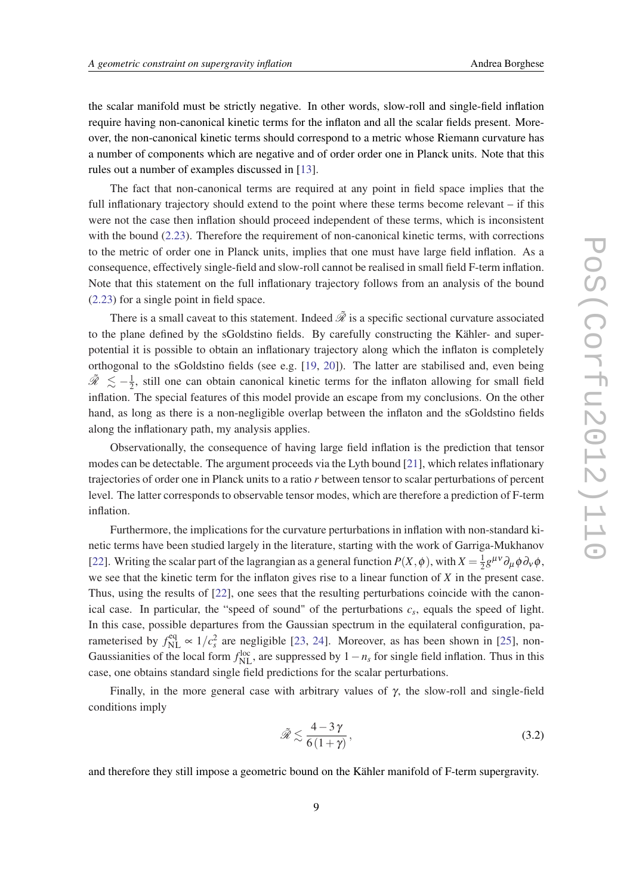the scalar manifold must be strictly negative. In other words, slow-roll and single-field inflation require having non-canonical kinetic terms for the inflaton and all the scalar fields present. Moreover, the non-canonical kinetic terms should correspond to a metric whose Riemann curvature has a number of components which are negative and of order order one in Planck units. Note that this rules out a number of examples discussed in [13].

The fact that non-canonical terms are required at any point in field space implies that the full inflationary trajectory should extend to the point where these terms become relevant – if this were not the case then inflation should proceed independent of these terms, which is inconsistent with the bound (2.23). Therefore the requirement of non-canonical kinetic terms, with corrections to the metric of order one in Planck units, implies that one must have large field inflation. As a consequence, effectively single-field and slow-roll cannot be realised in small field F-term inflation. Note that this statement on the full inflationary trajectory follows from an analysis of the bound (2.23) for a single point in field space.

There is a small caveat to this statement. Indeed $\tilde{\mathscr{R}}$ is a specific sectional curvature associated to the plane defined by the sGoldstino fields. By carefully constructing the Kähler- and superpotential it is possible to obtain an inflationary trajectory along which the inflaton is completely orthogonal to the sGoldstino fields (see e.g. [19, 20]). The latter are stabilised and, even being $\tilde{\mathscr{R}} \lesssim -\frac{1}{2}$, still one can obtain canonical kinetic terms for the inflaton allowing for small field inflation. The special features of this model provide an escape from my conclusions. On the other hand, as long as there is a non-negligible overlap between the inflaton and the sGoldstino fields along the inflationary path, my analysis applies.

Observationally, the consequence of having large field inflation is the prediction that tensor modes can be detectable. The argument proceeds via the Lyth bound [21], which relates inflationary trajectories of order one in Planck units to a ratio $r$ between tensor to scalar perturbations of percent level. The latter corresponds to observable tensor modes, which are therefore a prediction of F-term inflation.

Furthermore, the implications for the curvature perturbations in inflation with non-standard kinetic terms have been studied largely in the literature, starting with the work of Garriga-Mukhanov [22]. Writing the scalar part of the lagrangian as a general function $P(X,\phi)$, with $X = \frac{1}{2}g^{\mu\nu}\partial_\mu\phi\partial_\nu\phi$, we see that the kinetic term for the inflaton gives rise to a linear function of $X$ in the present case. Thus, using the results of [22], one sees that the resulting perturbations coincide with the canonical case. In particular, the "speed of sound" of the perturbations $c_s$, equals the speed of light. In this case, possible departures from the Gaussian spectrum in the equilateral configuration, parameterised by $f_{\rm NL}^{\rm eq} \propto 1/c_s^2$ are negligible [23, 24]. Moreover, as has been shown in [25], non-Gaussianities of the local form $f_{\rm NL}^{\rm loc}$, are suppressed by $1-n_s$ for single field inflation. Thus in this case, one obtains standard single field predictions for the scalar perturbations.

Finally, in the more general case with arbitrary values of $\gamma$, the slow-roll and single-field conditions imply

$$\tilde{\mathscr{R}} \lesssim \frac{4-3\gamma}{6(1+\gamma)}\,, \tag{3.2}$$

and therefore they still impose a geometric bound on the Kähler manifold of F-term supergravity.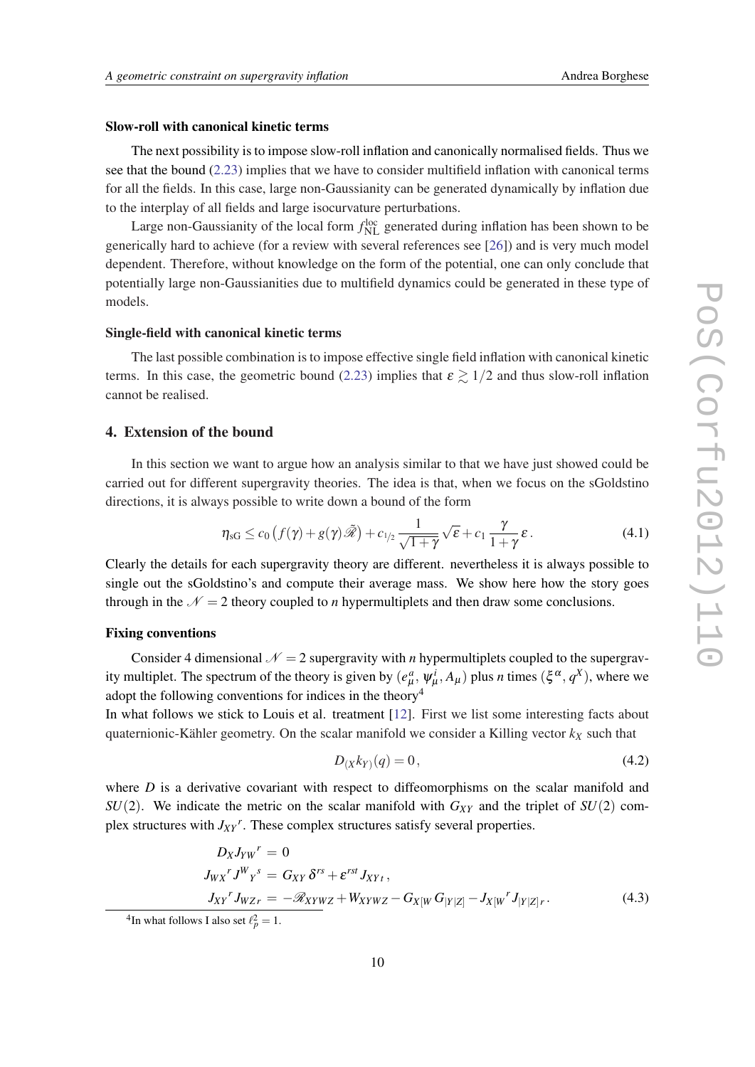**Slow-roll with canonical kinetic terms**

The next possibility is to impose slow-roll inflation and canonically normalised fields. Thus we see that the bound (2.23) implies that we have to consider multifield inflation with canonical terms for all the fields. In this case, large non-Gaussianity can be generated dynamically by inflation due to the interplay of all fields and large isocurvature perturbations.

Large non-Gaussianity of the local form $f_{\rm NL}^{\rm loc}$ generated during inflation has been shown to be generically hard to achieve (for a review with several references see [26]) and is very much model dependent. Therefore, without knowledge on the form of the potential, one can only conclude that potentially large non-Gaussianities due to multifield dynamics could be generated in these type of models.

**Single-field with canonical kinetic terms**

The last possible combination is to impose effective single field inflation with canonical kinetic terms. In this case, the geometric bound (2.23) implies that $\varepsilon \gtrsim 1/2$ and thus slow-roll inflation cannot be realised.

## 4. Extension of the bound

In this section we want to argue how an analysis similar to that we have just showed could be carried out for different supergravity theories. The idea is that, when we focus on the sGoldstino directions, it is always possible to write down a bound of the form

$$\eta_{\rm sG} \le c_0 \left(f(\gamma) + g(\gamma)\tilde{\mathscr{R}}\right) + c_{1/2}\,\frac{1}{\sqrt{1+\gamma}}\sqrt{\varepsilon} + c_1\,\frac{\gamma}{1+\gamma}\,\varepsilon\,. \tag{4.1}$$

Clearly the details for each supergravity theory are different. nevertheless it is always possible to single out the sGoldstino's and compute their average mass. We show here how the story goes through in the $\mathscr{N}=2$ theory coupled to $n$ hypermultiplets and then draw some conclusions.

**Fixing conventions**

Consider 4 dimensional $\mathscr{N}=2$ supergravity with $n$ hypermultiplets coupled to the supergravity multiplet. The spectrum of the theory is given by $(e_\mu^a,\, \psi_\mu^i,\, A_\mu)$ plus $n$ times $(\xi^\alpha,\, q^X)$, where we adopt the following conventions for indices in the theory[4]

In what follows we stick to Louis et al. treatment [12]. First we list some interesting facts about quaternionic-Kähler geometry. On the scalar manifold we consider a Killing vector $k_X$ such that

$$D_{(X}k_{Y)}(q) = 0\,, \tag{4.2}$$

where $D$ is a derivative covariant with respect to diffeomorphisms on the scalar manifold and $SU(2)$. We indicate the metric on the scalar manifold with $G_{XY}$ and the triplet of $SU(2)$ complex structures with $J_{XY}{}^r$. These complex structures satisfy several properties.

$$\begin{aligned}
D_X J_{YW}{}^r &= 0 \\
J_{WX}{}^r J^W{}_Y{}^s &= G_{XY}\,\delta^{rs} + \varepsilon^{rst} J_{XY\,t}\,, \\
J_{XY}{}^r J_{WZ\,r} &= -\mathscr{R}_{XYWZ} + W_{XYWZ} - G_{X[W}\,G_{|Y|Z]} - J_{X[W}{}^r J_{|Y|Z]\,r}\,.
\end{aligned} \tag{4.3}$$

[4] In what follows I also set $\ell_p^2 = 1$.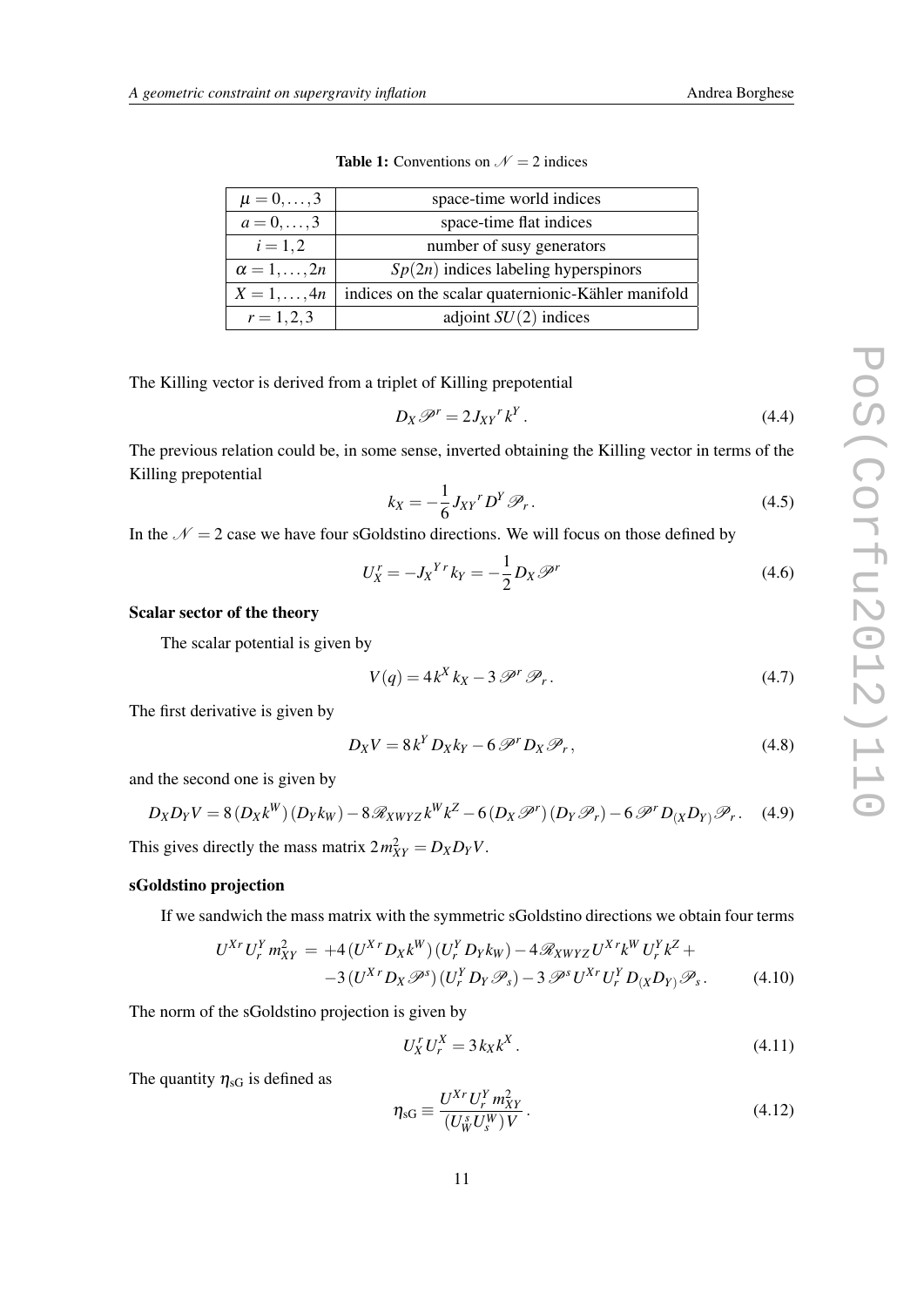**Table 1:** Conventions on $\mathcal{N}=2$ indices

| $\mu = 0,\dots,3$ | space-time world indices |
|---|---|
| $a = 0,\dots,3$ | space-time flat indices |
| $i = 1,2$ | number of susy generators |
| $\alpha = 1,\dots,2n$ | $Sp(2n)$ indices labeling hyperspinors |
| $X = 1,\dots,4n$ | indices on the scalar quaternionic-Kähler manifold |
| $r = 1,2,3$ | adjoint $SU(2)$ indices |

The Killing vector is derived from a triplet of Killing prepotential

$$D_X \mathscr{P}^r = 2 J_{XY}{}^r k^Y . \tag{4.4}$$

The previous relation could be, in some sense, inverted obtaining the Killing vector in terms of the Killing prepotential

$$k_X = -\frac{1}{6} J_{XY}{}^r D^Y \mathscr{P}_r . \tag{4.5}$$

In the $\mathcal{N}=2$ case we have four sGoldstino directions. We will focus on those defined by

$$U_X^r = -J_X{}^{Yr} k_Y = -\frac{1}{2} D_X \mathscr{P}^r \tag{4.6}$$

**Scalar sector of the theory**

The scalar potential is given by

$$V(q) = 4 k^X k_X - 3 \mathscr{P}^r \mathscr{P}_r . \tag{4.7}$$

The first derivative is given by

$$D_X V = 8 k^Y D_X k_Y - 6 \mathscr{P}^r D_X \mathscr{P}_r , \tag{4.8}$$

and the second one is given by

$$D_X D_Y V = 8 (D_X k^W)(D_Y k_W) - 8 \mathscr{R}_{XWYZ} k^W k^Z - 6 (D_X \mathscr{P}^r)(D_Y \mathscr{P}_r) - 6 \mathscr{P}^r D_{(X} D_{Y)} \mathscr{P}_r . \tag{4.9}$$

This gives directly the mass matrix $2 m^2_{XY} = D_X D_Y V$.

**sGoldstino projection**

If we sandwich the mass matrix with the symmetric sGoldstino directions we obtain four terms

$$\begin{aligned} U^{Xr} U_r^Y m^2_{XY} \;=\; &+4 (U^{Xr} D_X k^W)(U_r^Y D_Y k_W) - 4 \mathscr{R}_{XWYZ} U^{Xr} k^W U_r^Y k^Z + \\ &-3 (U^{Xr} D_X \mathscr{P}^s)(U_r^Y D_Y \mathscr{P}_s) - 3 \mathscr{P}^s U^{Xr} U_r^Y D_{(X} D_{Y)} \mathscr{P}_s . \end{aligned} \tag{4.10}$$

The norm of the sGoldstino projection is given by

$$U_X^r U_r^X = 3 k_X k^X . \tag{4.11}$$

The quantity $\eta_{\text{sG}}$ is defined as

$$\eta_{\text{sG}} \equiv \frac{U^{Xr} U_r^Y m^2_{XY}}{(U_W^s U_s^W) V} . \tag{4.12}$$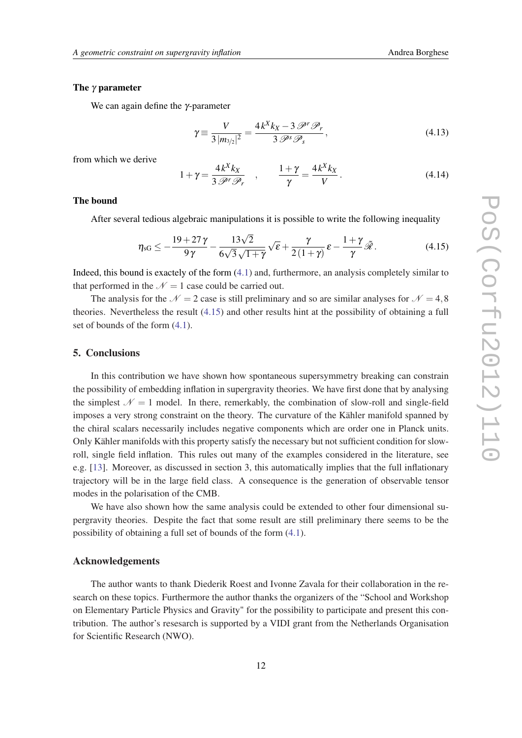**The $\gamma$ parameter**

We can again define the $\gamma$-parameter

$$\gamma \equiv \frac{V}{3\,|m_{3/2}|^2} = \frac{4\,k^X k_X - 3\,\mathscr{P}^r \mathscr{P}_r}{3\,\mathscr{P}^s \mathscr{P}_s}\,, \tag{4.13}$$

from which we derive

$$1+\gamma = \frac{4\,k^X k_X}{3\,\mathscr{P}^r \mathscr{P}_r} \quad , \qquad \frac{1+\gamma}{\gamma} = \frac{4\,k^X k_X}{V}\,. \tag{4.14}$$

**The bound**

After several tedious algebraic manipulations it is possible to write the following inequality

$$\eta_{\text{sG}} \leq -\frac{19+27\,\gamma}{9\,\gamma} - \frac{13\sqrt{2}}{6\sqrt{3}\sqrt{1+\gamma}}\sqrt{\varepsilon} + \frac{\gamma}{2\,(1+\gamma)}\,\varepsilon - \frac{1+\gamma}{\gamma}\,\tilde{\mathscr{R}}\,. \tag{4.15}$$

Indeed, this bound is exactely of the form (4.1) and, furthermore, an analysis completely similar to that performed in the $\mathscr{N}=1$ case could be carried out.

The analysis for the $\mathscr{N}=2$ case is still preliminary and so are similar analyses for $\mathscr{N}=4,8$ theories. Nevertheless the result (4.15) and other results hint at the possibility of obtaining a full set of bounds of the form (4.1).

## 5. Conclusions

In this contribution we have shown how spontaneous supersymmetry breaking can constrain the possibility of embedding inflation in supergravity theories. We have first done that by analysing the simplest $\mathscr{N}=1$ model. In there, remarkably, the combination of slow-roll and single-field imposes a very strong constraint on the theory. The curvature of the Kähler manifold spanned by the chiral scalars necessarily includes negative components which are order one in Planck units. Only Kähler manifolds with this property satisfy the necessary but not sufficient condition for slow-roll, single field inflation. This rules out many of the examples considered in the literature, see e.g. [13]. Moreover, as discussed in section 3, this automatically implies that the full inflationary trajectory will be in the large field class. A consequence is the generation of observable tensor modes in the polarisation of the CMB.

We have also shown how the same analysis could be extended to other four dimensional supergravity theories. Despite the fact that some result are still preliminary there seems to be the possibility of obtaining a full set of bounds of the form (4.1).

### Acknowledgements

The author wants to thank Diederik Roest and Ivonne Zavala for their collaboration in the research on these topics. Furthermore the author thanks the organizers of the "School and Workshop on Elementary Particle Physics and Gravity" for the possibility to participate and present this contribution. The author's resesarch is supported by a VIDI grant from the Netherlands Organisation for Scientific Research (NWO).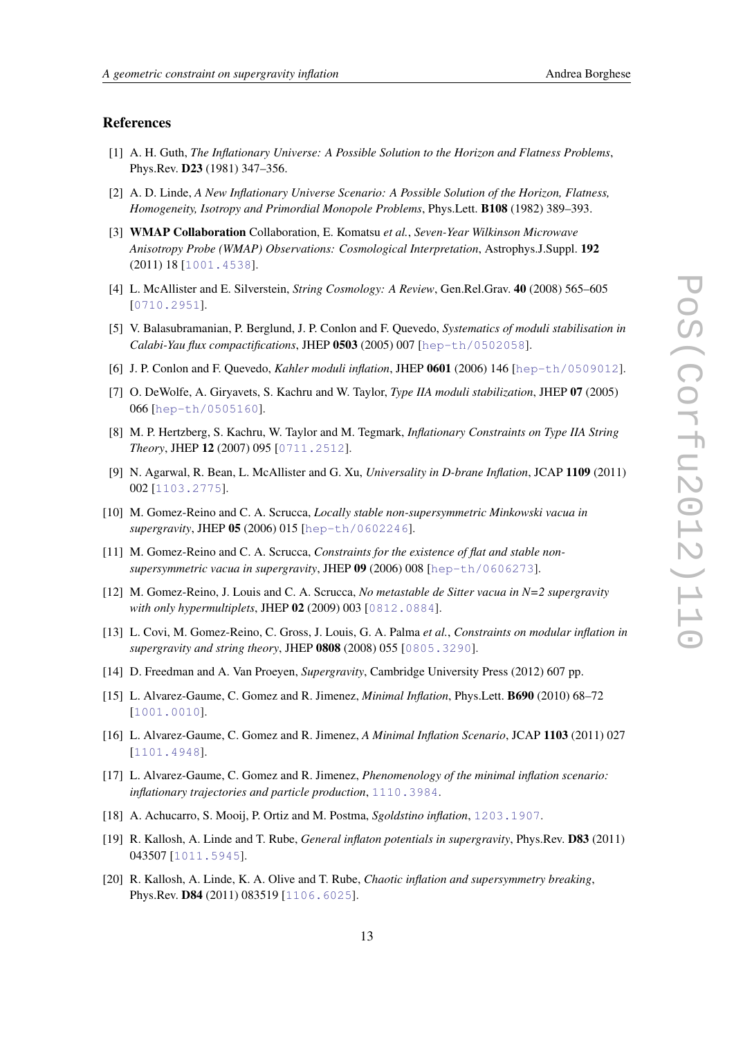## References

[1] A. H. Guth, *The Inflationary Universe: A Possible Solution to the Horizon and Flatness Problems*, Phys.Rev. **D23** (1981) 347–356.

[2] A. D. Linde, *A New Inflationary Universe Scenario: A Possible Solution of the Horizon, Flatness, Homogeneity, Isotropy and Primordial Monopole Problems*, Phys.Lett. **B108** (1982) 389–393.

[3] **WMAP Collaboration** Collaboration, E. Komatsu *et al.*, *Seven-Year Wilkinson Microwave Anisotropy Probe (WMAP) Observations: Cosmological Interpretation*, Astrophys.J.Suppl. **192** (2011) 18 [1001.4538].

[4] L. McAllister and E. Silverstein, *String Cosmology: A Review*, Gen.Rel.Grav. **40** (2008) 565–605 [0710.2951].

[5] V. Balasubramanian, P. Berglund, J. P. Conlon and F. Quevedo, *Systematics of moduli stabilisation in Calabi-Yau flux compactifications*, JHEP **0503** (2005) 007 [hep-th/0502058].

[6] J. P. Conlon and F. Quevedo, *Kahler moduli inflation*, JHEP **0601** (2006) 146 [hep-th/0509012].

[7] O. DeWolfe, A. Giryavets, S. Kachru and W. Taylor, *Type IIA moduli stabilization*, JHEP **07** (2005) 066 [hep-th/0505160].

[8] M. P. Hertzberg, S. Kachru, W. Taylor and M. Tegmark, *Inflationary Constraints on Type IIA String Theory*, JHEP **12** (2007) 095 [0711.2512].

[9] N. Agarwal, R. Bean, L. McAllister and G. Xu, *Universality in D-brane Inflation*, JCAP **1109** (2011) 002 [1103.2775].

[10] M. Gomez-Reino and C. A. Scrucca, *Locally stable non-supersymmetric Minkowski vacua in supergravity*, JHEP **05** (2006) 015 [hep-th/0602246].

[11] M. Gomez-Reino and C. A. Scrucca, *Constraints for the existence of flat and stable non-supersymmetric vacua in supergravity*, JHEP **09** (2006) 008 [hep-th/0606273].

[12] M. Gomez-Reino, J. Louis and C. A. Scrucca, *No metastable de Sitter vacua in N=2 supergravity with only hypermultiplets*, JHEP **02** (2009) 003 [0812.0884].

[13] L. Covi, M. Gomez-Reino, C. Gross, J. Louis, G. A. Palma *et al.*, *Constraints on modular inflation in supergravity and string theory*, JHEP **0808** (2008) 055 [0805.3290].

[14] D. Freedman and A. Van Proeyen, *Supergravity*, Cambridge University Press (2012) 607 pp.

[15] L. Alvarez-Gaume, C. Gomez and R. Jimenez, *Minimal Inflation*, Phys.Lett. **B690** (2010) 68–72 [1001.0010].

[16] L. Alvarez-Gaume, C. Gomez and R. Jimenez, *A Minimal Inflation Scenario*, JCAP **1103** (2011) 027 [1101.4948].

[17] L. Alvarez-Gaume, C. Gomez and R. Jimenez, *Phenomenology of the minimal inflation scenario: inflationary trajectories and particle production*, 1110.3984.

[18] A. Achucarro, S. Mooij, P. Ortiz and M. Postma, *Sgoldstino inflation*, 1203.1907.

[19] R. Kallosh, A. Linde and T. Rube, *General inflaton potentials in supergravity*, Phys.Rev. **D83** (2011) 043507 [1011.5945].

[20] R. Kallosh, A. Linde, K. A. Olive and T. Rube, *Chaotic inflation and supersymmetry breaking*, Phys.Rev. **D84** (2011) 083519 [1106.6025].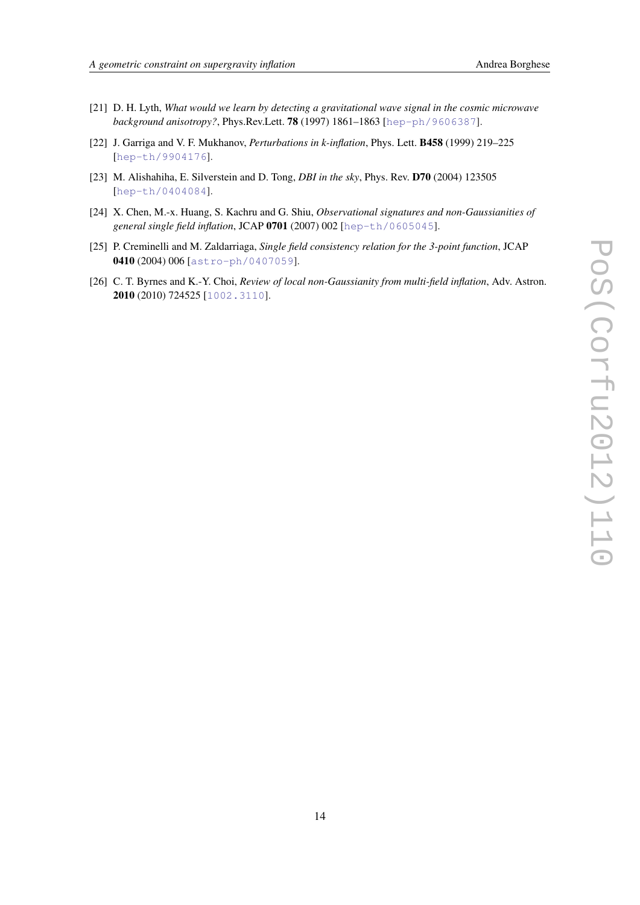[21] D. H. Lyth, *What would we learn by detecting a gravitational wave signal in the cosmic microwave background anisotropy?*, Phys.Rev.Lett. **78** (1997) 1861–1863 [hep-ph/9606387].

[22] J. Garriga and V. F. Mukhanov, *Perturbations in k-inflation*, Phys. Lett. **B458** (1999) 219–225 [hep-th/9904176].

[23] M. Alishahiha, E. Silverstein and D. Tong, *DBI in the sky*, Phys. Rev. **D70** (2004) 123505 [hep-th/0404084].

[24] X. Chen, M.-x. Huang, S. Kachru and G. Shiu, *Observational signatures and non-Gaussianities of general single field inflation*, JCAP **0701** (2007) 002 [hep-th/0605045].

[25] P. Creminelli and M. Zaldarriaga, *Single field consistency relation for the 3-point function*, JCAP **0410** (2004) 006 [astro-ph/0407059].

[26] C. T. Byrnes and K.-Y. Choi, *Review of local non-Gaussianity from multi-field inflation*, Adv. Astron. **2010** (2010) 724525 [1002.3110].